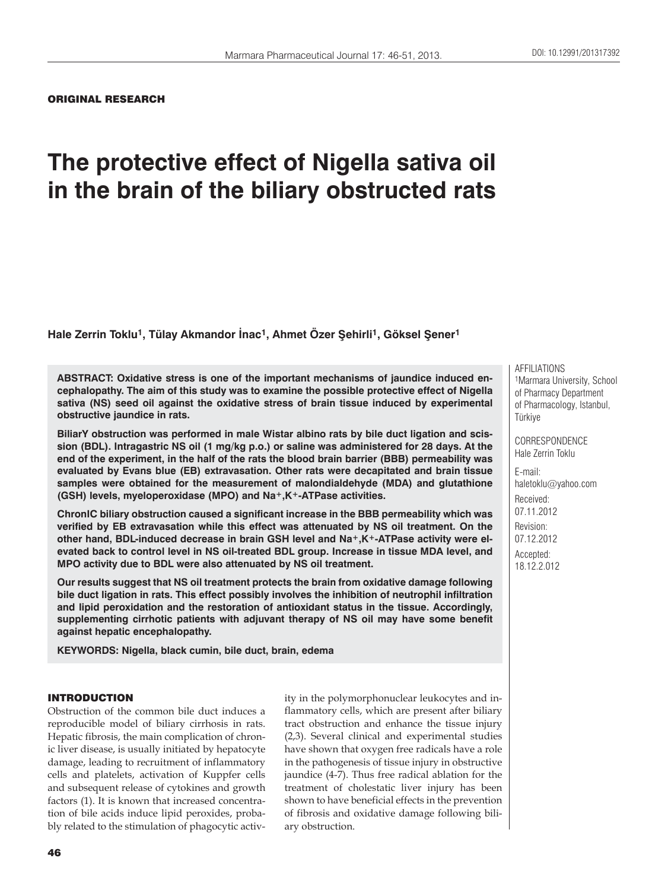**ORIGINAL RESEARCH**

# The protective effect of Nigella sativa oil in the brain of the biliary obstructed rats

**Hale Zerrin Toklu[1], Tülay Akmandor İnac[1], Ahmet Özer Şehirli[1], Göksel Şener[1]**

AFFILIATIONS
[1]Marmara University, School of Pharmacy Department of Pharmacology, Istanbul, Türkiye

CORRESPONDENCE
Hale Zerrin Toklu

E-mail:
haletoklu@yahoo.com

Received:
07.11.2012

Revision:
07.12.2012

Accepted:
18.12.2.012

**ABSTRACT: Oxidative stress is one of the important mechanisms of jaundice induced encephalopathy. The aim of this study was to examine the possible protective effect of Nigella sativa (NS) seed oil against the oxidative stress of brain tissue induced by experimental obstructive jaundice in rats.**

**BiliarY obstruction was performed in male Wistar albino rats by bile duct ligation and scission (BDL). Intragastric NS oil (1 mg/kg p.o.) or saline was administered for 28 days. At the end of the experiment, in the half of the rats the blood brain barrier (BBB) permeability was evaluated by Evans blue (EB) extravasation. Other rats were decapitated and brain tissue samples were obtained for the measurement of malondialdehyde (MDA) and glutathione (GSH) levels, myeloperoxidase (MPO) and $Na^+,K^+$-ATPase activities.**

**ChronIC biliary obstruction caused a significant increase in the BBB permeability which was verified by EB extravasation while this effect was attenuated by NS oil treatment. On the other hand, BDL-induced decrease in brain GSH level and $Na^+,K^+$-ATPase activity were elevated back to control level in NS oil-treated BDL group. Increase in tissue MDA level, and MPO activity due to BDL were also attenuated by NS oil treatment.**

**Our results suggest that NS oil treatment protects the brain from oxidative damage following bile duct ligation in rats. This effect possibly involves the inhibition of neutrophil infiltration and lipid peroxidation and the restoration of antioxidant status in the tissue. Accordingly, supplementing cirrhotic patients with adjuvant therapy of NS oil may have some benefit against hepatic encephalopathy.**

**KEYWORDS: Nigella, black cumin, bile duct, brain, edema**

## INTRODUCTION

Obstruction of the common bile duct induces a reproducible model of biliary cirrhosis in rats. Hepatic fibrosis, the main complication of chronic liver disease, is usually initiated by hepatocyte damage, leading to recruitment of inflammatory cells and platelets, activation of Kuppfer cells and subsequent release of cytokines and growth factors (1). It is known that increased concentration of bile acids induce lipid peroxides, probably related to the stimulation of phagocytic activity in the polymorphonuclear leukocytes and inflammatory cells, which are present after biliary tract obstruction and enhance the tissue injury (2,3). Several clinical and experimental studies have shown that oxygen free radicals have a role in the pathogenesis of tissue injury in obstructive jaundice (4-7). Thus free radical ablation for the treatment of cholestatic liver injury has been shown to have beneficial effects in the prevention of fibrosis and oxidative damage following biliary obstruction.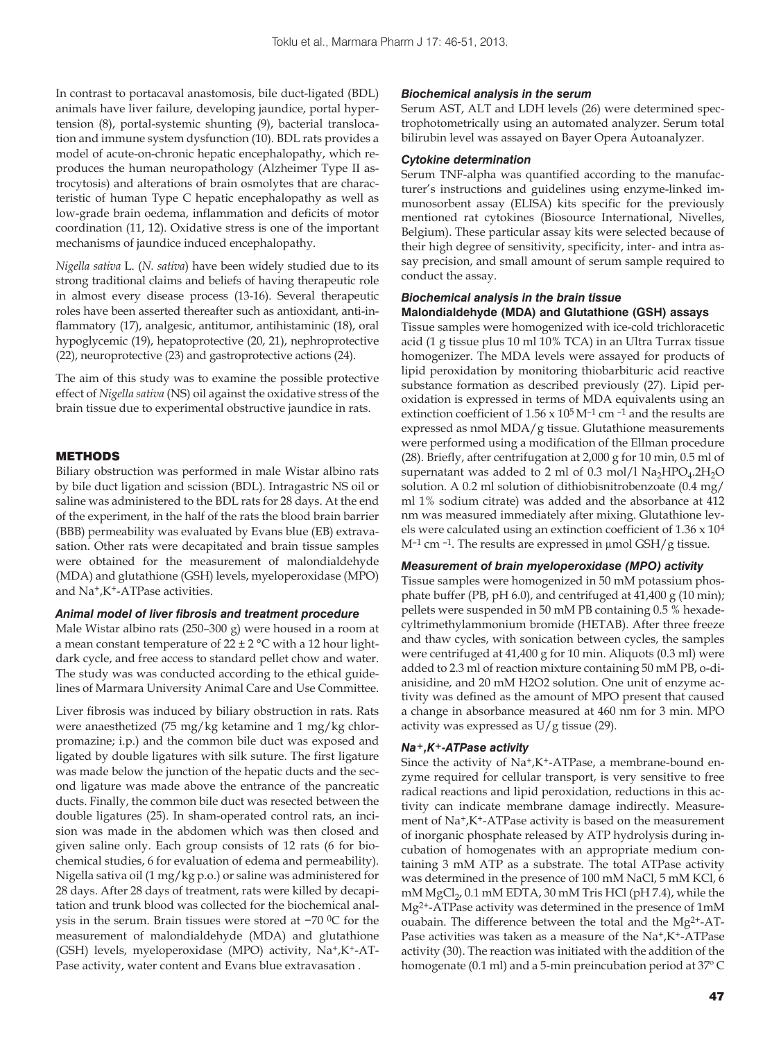In contrast to portacaval anastomosis, bile duct-ligated (BDL) animals have liver failure, developing jaundice, portal hypertension (8), portal-systemic shunting (9), bacterial translocation and immune system dysfunction (10). BDL rats provides a model of acute-on-chronic hepatic encephalopathy, which reproduces the human neuropathology (Alzheimer Type II astrocytosis) and alterations of brain osmolytes that are characteristic of human Type C hepatic encephalopathy as well as low-grade brain oedema, inflammation and deficits of motor coordination (11, 12). Oxidative stress is one of the important mechanisms of jaundice induced encephalopathy.

*Nigella sativa* L. (*N. sativa*) have been widely studied due to its strong traditional claims and beliefs of having therapeutic role in almost every disease process (13-16). Several therapeutic roles have been asserted thereafter such as antioxidant, anti-inflammatory (17), analgesic, antitumor, antihistaminic (18), oral hypoglycemic (19), hepatoprotective (20, 21), nephroprotective (22), neuroprotective (23) and gastroprotective actions (24).

The aim of this study was to examine the possible protective effect of *Nigella sativa* (NS) oil against the oxidative stress of the brain tissue due to experimental obstructive jaundice in rats.

## METHODS

Biliary obstruction was performed in male Wistar albino rats by bile duct ligation and scission (BDL). Intragastric NS oil or saline was administered to the BDL rats for 28 days. At the end of the experiment, in the half of the rats the blood brain barrier (BBB) permeability was evaluated by Evans blue (EB) extravasation. Other rats were decapitated and brain tissue samples were obtained for the measurement of malondialdehyde (MDA) and glutathione (GSH) levels, myeloperoxidase (MPO) and $Na^+,K^+$-ATPase activities.

### *Animal model of liver fibrosis and treatment procedure*

Male Wistar albino rats (250–300 g) were housed in a room at a mean constant temperature of 22 ± 2 °C with a 12 hour light-dark cycle, and free access to standard pellet chow and water. The study was was conducted according to the ethical guidelines of Marmara University Animal Care and Use Committee.

Liver fibrosis was induced by biliary obstruction in rats. Rats were anaesthetized (75 mg/kg ketamine and 1 mg/kg chlorpromazine; i.p.) and the common bile duct was exposed and ligated by double ligatures with silk suture. The first ligature was made below the junction of the hepatic ducts and the second ligature was made above the entrance of the pancreatic ducts. Finally, the common bile duct was resected between the double ligatures (25). In sham-operated control rats, an incision was made in the abdomen which was then closed and given saline only. Each group consists of 12 rats (6 for biochemical studies, 6 for evaluation of edema and permeability). Nigella sativa oil (1 mg/kg p.o.) or saline was administered for 28 days. After 28 days of treatment, rats were killed by decapitation and trunk blood was collected for the biochemical analysis in the serum. Brain tissues were stored at −70 °C for the measurement of malondialdehyde (MDA) and glutathione (GSH) levels, myeloperoxidase (MPO) activity, $Na^+,K^+$-ATPase activity, water content and Evans blue extravasation .

### *Biochemical analysis in the serum*

Serum AST, ALT and LDH levels (26) were determined spectrophotometrically using an automated analyzer. Serum total bilirubin level was assayed on Bayer Opera Autoanalyzer.

### *Cytokine determination*

Serum TNF-alpha was quantified according to the manufacturer's instructions and guidelines using enzyme-linked immunosorbent assay (ELISA) kits specific for the previously mentioned rat cytokines (Biosource International, Nivelles, Belgium). These particular assay kits were selected because of their high degree of sensitivity, specificity, inter- and intra assay precision, and small amount of serum sample required to conduct the assay.

### *Biochemical analysis in the brain tissue*

#### Malondialdehyde (MDA) and Glutathione (GSH) assays

Tissue samples were homogenized with ice-cold trichloracetic acid (1 g tissue plus 10 ml 10% TCA) in an Ultra Turrax tissue homogenizer. The MDA levels were assayed for products of lipid peroxidation by monitoring thiobarbituric acid reactive substance formation as described previously (27). Lipid peroxidation is expressed in terms of MDA equivalents using an extinction coefficient of $1.56 \times 10^5$ $M^{-1}$ $cm^{-1}$ and the results are expressed as nmol MDA/g tissue. Glutathione measurements were performed using a modification of the Ellman procedure (28). Briefly, after centrifugation at 2,000 g for 10 min, 0.5 ml of supernatant was added to 2 ml of 0.3 mol/l $Na_2HPO_4.2H_2O$ solution. A 0.2 ml solution of dithiobisnitrobenzoate (0.4 mg/ml 1% sodium citrate) was added and the absorbance at 412 nm was measured immediately after mixing. Glutathione levels were calculated using an extinction coefficient of $1.36 \times 10^4$ $M^{-1}$ $cm^{-1}$. The results are expressed in µmol GSH/g tissue.

### *Measurement of brain myeloperoxidase (MPO) activity*

Tissue samples were homogenized in 50 mM potassium phosphate buffer (PB, pH 6.0), and centrifuged at 41,400 g (10 min); pellets were suspended in 50 mM PB containing 0.5 % hexadecyltrimethylammonium bromide (HETAB). After three freeze and thaw cycles, with sonication between cycles, the samples were centrifuged at 41,400 g for 10 min. Aliquots (0.3 ml) were added to 2.3 ml of reaction mixture containing 50 mM PB, o-dianisidine, and 20 mM H2O2 solution. One unit of enzyme activity was defined as the amount of MPO present that caused a change in absorbance measured at 460 nm for 3 min. MPO activity was expressed as U/g tissue (29).

### *$Na^+,K^+$-ATPase activity*

Since the activity of $Na^+,K^+$-ATPase, a membrane-bound enzyme required for cellular transport, is very sensitive to free radical reactions and lipid peroxidation, reductions in this activity can indicate membrane damage indirectly. Measurement of $Na^+,K^+$-ATPase activity is based on the measurement of inorganic phosphate released by ATP hydrolysis during incubation of homogenates with an appropriate medium containing 3 mM ATP as a substrate. The total ATPase activity was determined in the presence of 100 mM NaCl, 5 mM KCl, 6 mM $MgCl_2$, 0.1 mM EDTA, 30 mM Tris HCl (pH 7.4), while the $Mg^{2+}$-ATPase activity was determined in the presence of 1mM ouabain. The difference between the total and the $Mg^{2+}$-ATPase activities was taken as a measure of the $Na^+,K^+$-ATPase activity (30). The reaction was initiated with the addition of the homogenate (0.1 ml) and a 5-min preincubation period at 37° C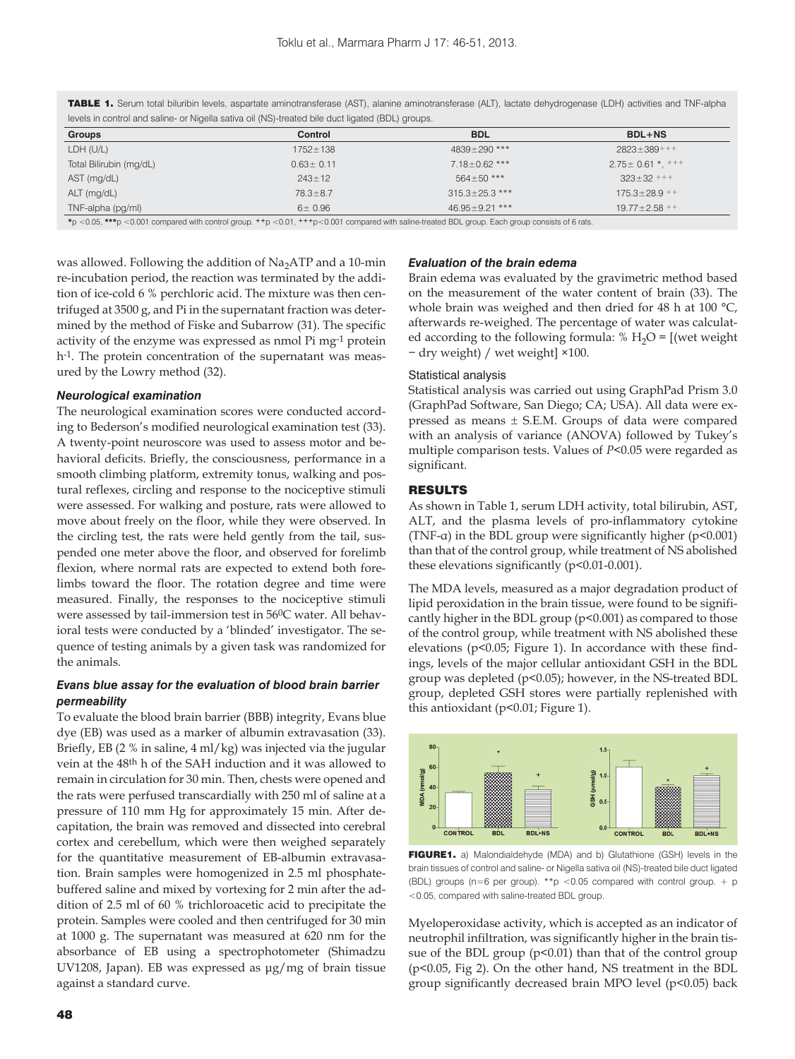**TABLE 1.** Serum total biluribin levels, aspartate aminotransferase (AST), alanine aminotransferase (ALT), lactate dehydrogenase (LDH) activities and TNF-alpha levels in control and saline- or Nigella sativa oil (NS)-treated bile duct ligated (BDL) groups.

| Groups | Control | BDL | BDL+NS |
|---|---|---|---|
| LDH (U/L) | 1752±138 | 4839±290 *** | 2823±389+++ |
| Total Bilirubin (mg/dL) | 0.63± 0.11 | 7.18±0.62 *** | 2.75± 0.61 *, +++ |
| AST (mg/dL) | 243±12 | 564±50 *** | 323±32 +++ |
| ALT (mg/dL) | 78.3±8.7 | 315.3±25.3 *** | 175.3±28.9 ++ |
| TNF-alpha (pg/ml) | 6± 0.96 | 46.95±9.21 *** | 19.77±2.58 ++ |

*p <0.05, ***p <0.001 compared with control group. ++p <0.01, +++p<0.001 compared with saline-treated BDL group. Each group consists of 6 rats.

was allowed. Following the addition of $Na_2ATP$ and a 10-min re-incubation period, the reaction was terminated by the addition of ice-cold 6 % perchloric acid. The mixture was then centrifuged at 3500 g, and Pi in the supernatant fraction was determined by the method of Fiske and Subarrow (31). The specific activity of the enzyme was expressed as nmol Pi $mg^{-1}$ protein $h^{-1}$. The protein concentration of the supernatant was measured by the Lowry method (32).

### *Neurological examination*

The neurological examination scores were conducted according to Bederson's modified neurological examination test (33). A twenty-point neuroscore was used to assess motor and behavioral deficits. Briefly, the consciousness, performance in a smooth climbing platform, extremity tonus, walking and postural reflexes, circling and response to the nociceptive stimuli were assessed. For walking and posture, rats were allowed to move about freely on the floor, while they were observed. In the circling test, the rats were held gently from the tail, suspended one meter above the floor, and observed for forelimb flexion, where normal rats are expected to extend both forelimbs toward the floor. The rotation degree and time were measured. Finally, the responses to the nociceptive stimuli were assessed by tail-immersion test in $56^0$C water. All behavioral tests were conducted by a 'blinded' investigator. The sequence of testing animals by a given task was randomized for the animals.

### *Evans blue assay for the evaluation of blood brain barrier permeability*

To evaluate the blood brain barrier (BBB) integrity, Evans blue dye (EB) was used as a marker of albumin extravasation (33). Briefly, EB (2 % in saline, 4 ml/kg) was injected via the jugular vein at the $48^{th}$ h of the SAH induction and it was allowed to remain in circulation for 30 min. Then, chests were opened and the rats were perfused transcardially with 250 ml of saline at a pressure of 110 mm Hg for approximately 15 min. After decapitation, the brain was removed and dissected into cerebral cortex and cerebellum, which were then weighed separately for the quantitative measurement of EB-albumin extravasation. Brain samples were homogenized in 2.5 ml phosphate-buffered saline and mixed by vortexing for 2 min after the addition of 2.5 ml of 60 % trichloroacetic acid to precipitate the protein. Samples were cooled and then centrifuged for 30 min at 1000 g. The supernatant was measured at 620 nm for the absorbance of EB using a spectrophotometer (Shimadzu UV1208, Japan). EB was expressed as µg/mg of brain tissue against a standard curve.

### *Evaluation of the brain edema*

Brain edema was evaluated by the gravimetric method based on the measurement of the water content of brain (33). The whole brain was weighed and then dried for 48 h at 100 °C, afterwards re-weighed. The percentage of water was calculated according to the following formula: % $H_2O$ = [(wet weight − dry weight) / wet weight] ×100.

### Statistical analysis

Statistical analysis was carried out using GraphPad Prism 3.0 (GraphPad Software, San Diego; CA; USA). All data were expressed as means ± S.E.M. Groups of data were compared with an analysis of variance (ANOVA) followed by Tukey's multiple comparison tests. Values of $P<0.05$ were regarded as significant.

## RESULTS

As shown in Table 1, serum LDH activity, total bilirubin, AST, ALT, and the plasma levels of pro-inflammatory cytokine (TNF-α) in the BDL group were significantly higher ($p<0.001$) than that of the control group, while treatment of NS abolished these elevations significantly ($p<0.01$-$0.001$).

The MDA levels, measured as a major degradation product of lipid peroxidation in the brain tissue, were found to be significantly higher in the BDL group ($p<0.001$) as compared to those of the control group, while treatment with NS abolished these elevations ($p<0.05$; Figure 1). In accordance with these findings, levels of the major cellular antioxidant GSH in the BDL group was depleted ($p<0.05$); however, in the NS-treated BDL group, depleted GSH stores were partially replenished with this antioxidant ($p<0.01$; Figure 1).

**FIGURE1.** a) Malondialdehyde (MDA) and b) Glutathione (GSH) levels in the brain tissues of control and saline- or Nigella sativa oil (NS)-treated bile duct ligated (BDL) groups (n=6 per group). **p <0.05 compared with control group. + p <0.05, compared with saline-treated BDL group.

Myeloperoxidase activity, which is accepted as an indicator of neutrophil infiltration, was significantly higher in the brain tissue of the BDL group ($p<0.01$) than that of the control group ($p<0.05$, Fig 2). On the other hand, NS treatment in the BDL group significantly decreased brain MPO level ($p<0.05$) back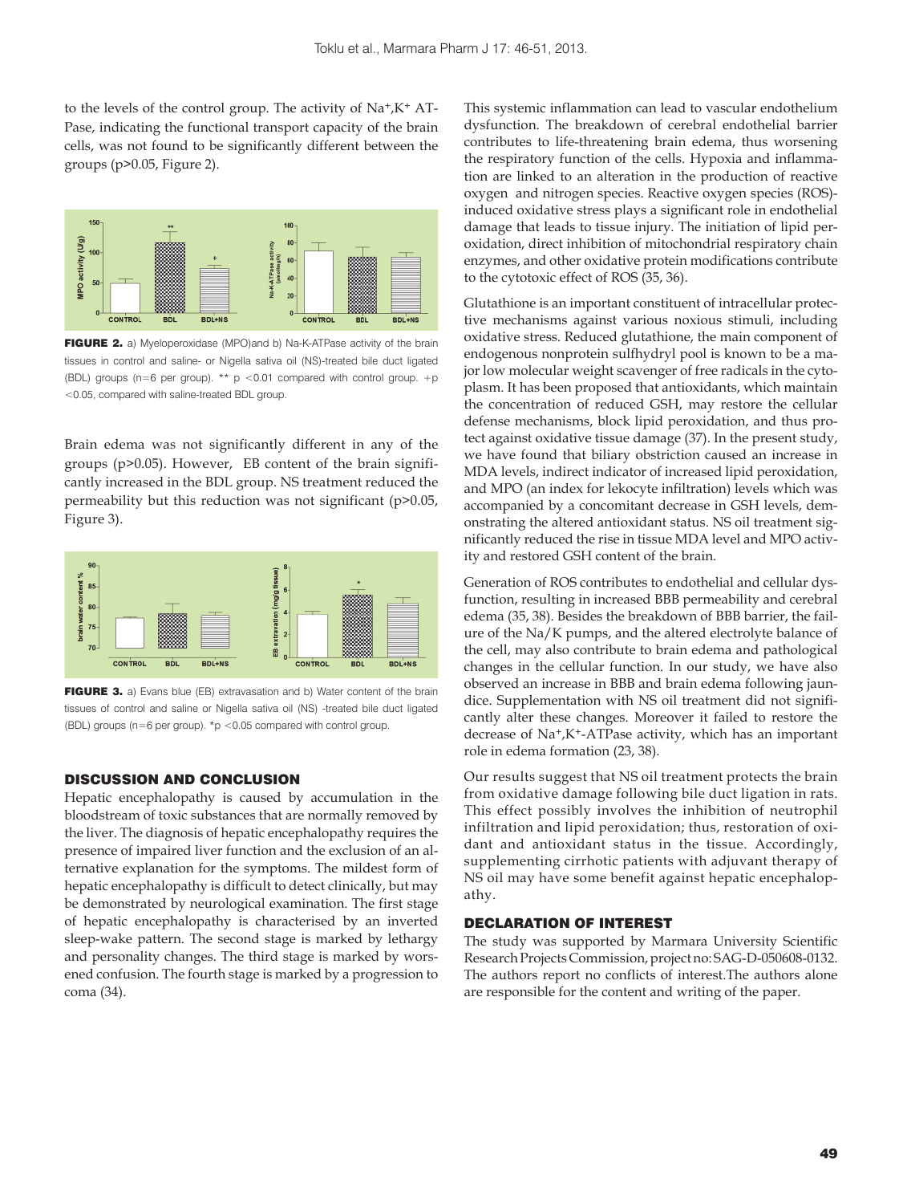to the levels of the control group. The activity of $Na^+,K^+$ ATPase, indicating the functional transport capacity of the brain cells, was not found to be significantly different between the groups ($p>0.05$, Figure 2).

**FIGURE 2.** a) Myeloperoxidase (MPO)and b) Na-K-ATPase activity of the brain tissues in control and saline- or Nigella sativa oil (NS)-treated bile duct ligated (BDL) groups (n=6 per group). ** $p<0.01$ compared with control group. + $p<0.05$, compared with saline-treated BDL group.

Brain edema was not significantly different in any of the groups ($p>0.05$). However, EB content of the brain significantly increased in the BDL group. NS treatment reduced the permeability but this reduction was not significant ($p>0.05$, Figure 3).

**FIGURE 3.** a) Evans blue (EB) extravasation and b) Water content of the brain tissues of control and saline or Nigella sativa oil (NS) -treated bile duct ligated (BDL) groups (n=6 per group). *$p<0.05$ compared with control group.

## DISCUSSION AND CONCLUSION

Hepatic encephalopathy is caused by accumulation in the bloodstream of toxic substances that are normally removed by the liver. The diagnosis of hepatic encephalopathy requires the presence of impaired liver function and the exclusion of an alternative explanation for the symptoms. The mildest form of hepatic encephalopathy is difficult to detect clinically, but may be demonstrated by neurological examination. The first stage of hepatic encephalopathy is characterised by an inverted sleep-wake pattern. The second stage is marked by lethargy and personality changes. The third stage is marked by worsened confusion. The fourth stage is marked by a progression to coma (34).

This systemic inflammation can lead to vascular endothelium dysfunction. The breakdown of cerebral endothelial barrier contributes to life-threatening brain edema, thus worsening the respiratory function of the cells. Hypoxia and inflammation are linked to an alteration in the production of reactive oxygen and nitrogen species. Reactive oxygen species (ROS)-induced oxidative stress plays a significant role in endothelial damage that leads to tissue injury. The initiation of lipid peroxidation, direct inhibition of mitochondrial respiratory chain enzymes, and other oxidative protein modifications contribute to the cytotoxic effect of ROS (35, 36).

Glutathione is an important constituent of intracellular protective mechanisms against various noxious stimuli, including oxidative stress. Reduced glutathione, the main component of endogenous nonprotein sulfhydryl pool is known to be a major low molecular weight scavenger of free radicals in the cytoplasm. It has been proposed that antioxidants, which maintain the concentration of reduced GSH, may restore the cellular defense mechanisms, block lipid peroxidation, and thus protect against oxidative tissue damage (37). In the present study, we have found that biliary obstriction caused an increase in MDA levels, indirect indicator of increased lipid peroxidation, and MPO (an index for lekocyte infiltration) levels which was accompanied by a concomitant decrease in GSH levels, demonstrating the altered antioxidant status. NS oil treatment significantly reduced the rise in tissue MDA level and MPO activity and restored GSH content of the brain.

Generation of ROS contributes to endothelial and cellular dysfunction, resulting in increased BBB permeability and cerebral edema (35, 38). Besides the breakdown of BBB barrier, the failure of the Na/K pumps, and the altered electrolyte balance of the cell, may also contribute to brain edema and pathological changes in the cellular function. In our study, we have also observed an increase in BBB and brain edema following jaundice. Supplementation with NS oil treatment did not significantly alter these changes. Moreover it failed to restore the decrease of $Na^+,K^+$-ATPase activity, which has an important role in edema formation (23, 38).

Our results suggest that NS oil treatment protects the brain from oxidative damage following bile duct ligation in rats. This effect possibly involves the inhibition of neutrophil infiltration and lipid peroxidation; thus, restoration of oxidant and antioxidant status in the tissue. Accordingly, supplementing cirrhotic patients with adjuvant therapy of NS oil may have some benefit against hepatic encephalopathy.

## DECLARATION OF INTEREST

The study was supported by Marmara University Scientific Research Projects Commission, project no: SAG-D-050608-0132. The authors report no conflicts of interest.The authors alone are responsible for the content and writing of the paper.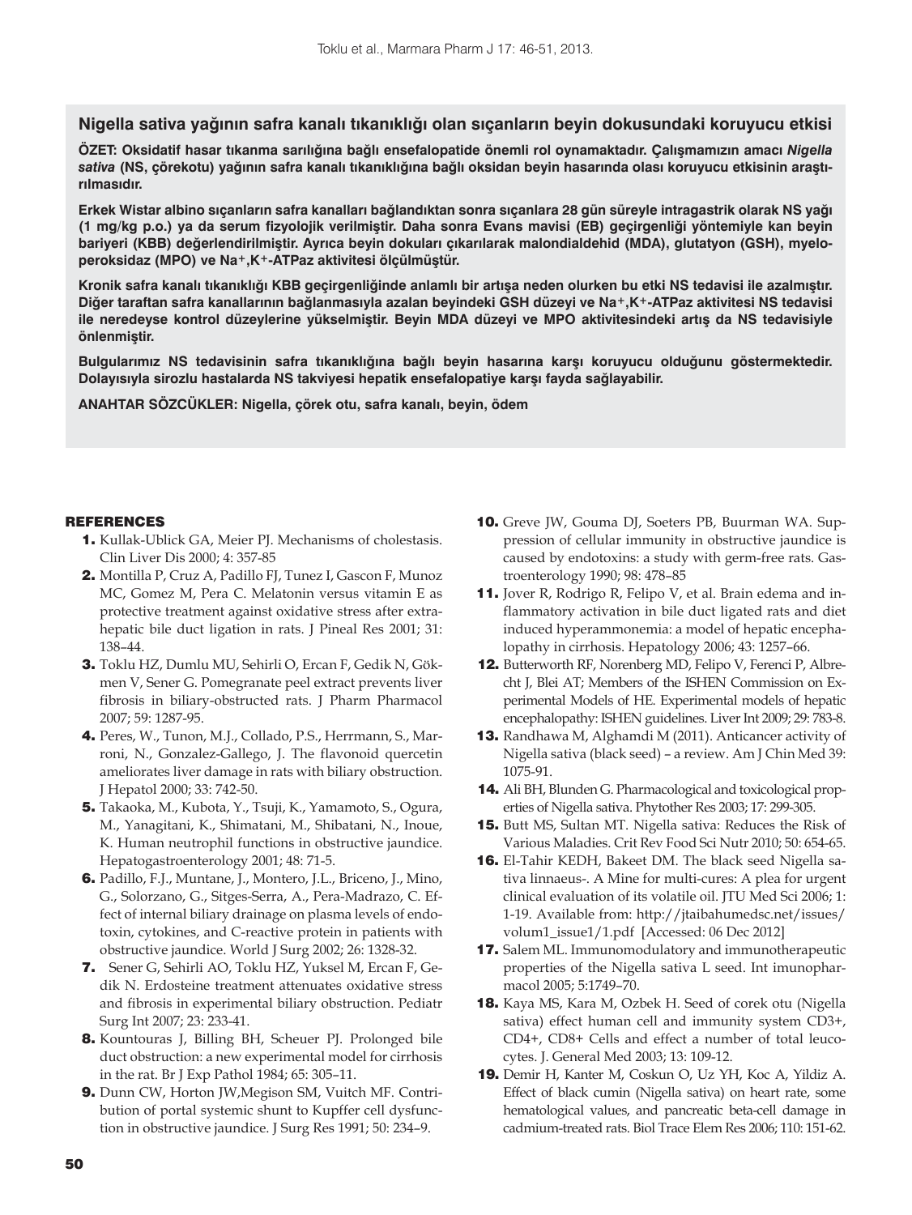## Nigella sativa yağının safra kanalı tıkanıklığı olan sıçanların beyin dokusundaki koruyucu etkisi

**ÖZET: Oksidatif hasar tıkanma sarılığına bağlı ensefalopatide önemli rol oynamaktadır. Çalışmamızın amacı *Nigella sativa* (NS, çörekotu) yağının safra kanalı tıkanıklığına bağlı oksidan beyin hasarında olası koruyucu etkisinin araştırılmasıdır.**

**Erkek Wistar albino sıçanların safra kanalları bağlandıktan sonra sıçanlara 28 gün süreyle intragastrik olarak NS yağı (1 mg/kg p.o.) ya da serum fizyolojik verilmiştir. Daha sonra Evans mavisi (EB) geçirgenliği yöntemiyle kan beyin bariyeri (KBB) değerlendirilmiştir. Ayrıca beyin dokuları çıkarılarak malondialdehid (MDA), glutatyon (GSH), myeloperoksidaz (MPO) ve $Na^{+}$,$K^{+}$-ATPaz aktivitesi ölçülmüştür.**

**Kronik safra kanalı tıkanıklığı KBB geçirgenliğinde anlamlı bir artışa neden olurken bu etki NS tedavisi ile azalmıştır. Diğer taraftan safra kanallarının bağlanmasıyla azalan beyindeki GSH düzeyi ve $Na^{+}$,$K^{+}$-ATPaz aktivitesi NS tedavisi ile neredeyse kontrol düzeylerine yükselmiştir. Beyin MDA düzeyi ve MPO aktivitesindeki artış da NS tedavisiyle önlenmiştir.**

**Bulgularımız NS tedavisinin safra tıkanıklığına bağlı beyin hasarına karşı koruyucu olduğunu göstermektedir. Dolayısıyla sirozlu hastalarda NS takviyesi hepatik ensefalopatiye karşı fayda sağlayabilir.**

**ANAHTAR SÖZCÜKLER: Nigella, çörek otu, safra kanalı, beyin, ödem**

## REFERENCES

1. Kullak-Ublick GA, Meier PJ. Mechanisms of cholestasis. Clin Liver Dis 2000; 4: 357-85
2. Montilla P, Cruz A, Padillo FJ, Tunez I, Gascon F, Munoz MC, Gomez M, Pera C. Melatonin versus vitamin E as protective treatment against oxidative stress after extra-hepatic bile duct ligation in rats. J Pineal Res 2001; 31: 138–44.
3. Toklu HZ, Dumlu MU, Sehirli O, Ercan F, Gedik N, Gökmen V, Sener G. Pomegranate peel extract prevents liver fibrosis in biliary-obstructed rats. J Pharm Pharmacol 2007; 59: 1287-95.
4. Peres, W., Tunon, M.J., Collado, P.S., Herrmann, S., Marroni, N., Gonzalez-Gallego, J. The flavonoid quercetin ameliorates liver damage in rats with biliary obstruction. J Hepatol 2000; 33: 742-50.
5. Takaoka, M., Kubota, Y., Tsuji, K., Yamamoto, S., Ogura, M., Yanagitani, K., Shimatani, M., Shibatani, N., Inoue, K. Human neutrophil functions in obstructive jaundice. Hepatogastroenterology 2001; 48: 71-5.
6. Padillo, F.J., Muntane, J., Montero, J.L., Briceno, J., Mino, G., Solorzano, G., Sitges-Serra, A., Pera-Madrazo, C. Effect of internal biliary drainage on plasma levels of endotoxin, cytokines, and C-reactive protein in patients with obstructive jaundice. World J Surg 2002; 26: 1328-32.
7. Sener G, Sehirli AO, Toklu HZ, Yuksel M, Ercan F, Gedik N. Erdosteine treatment attenuates oxidative stress and fibrosis in experimental biliary obstruction. Pediatr Surg Int 2007; 23: 233-41.
8. Kountouras J, Billing BH, Scheuer PJ. Prolonged bile duct obstruction: a new experimental model for cirrhosis in the rat. Br J Exp Pathol 1984; 65: 305–11.
9. Dunn CW, Horton JW,Megison SM, Vuitch MF. Contribution of portal systemic shunt to Kupffer cell dysfunction in obstructive jaundice. J Surg Res 1991; 50: 234–9.
10. Greve JW, Gouma DJ, Soeters PB, Buurman WA. Suppression of cellular immunity in obstructive jaundice is caused by endotoxins: a study with germ-free rats. Gastroenterology 1990; 98: 478–85
11. Jover R, Rodrigo R, Felipo V, et al. Brain edema and inflammatory activation in bile duct ligated rats and diet induced hyperammonemia: a model of hepatic encephalopathy in cirrhosis. Hepatology 2006; 43: 1257–66.
12. Butterworth RF, Norenberg MD, Felipo V, Ferenci P, Albrecht J, Blei AT; Members of the ISHEN Commission on Experimental Models of HE. Experimental models of hepatic encephalopathy: ISHEN guidelines. Liver Int 2009; 29: 783-8.
13. Randhawa M, Alghamdi M (2011). Anticancer activity of Nigella sativa (black seed) – a review. Am J Chin Med 39: 1075-91.
14. Ali BH, Blunden G. Pharmacological and toxicological properties of Nigella sativa. Phytother Res 2003; 17: 299-305.
15. Butt MS, Sultan MT. Nigella sativa: Reduces the Risk of Various Maladies. Crit Rev Food Sci Nutr 2010; 50: 654-65.
16. El-Tahir KEDH, Bakeet DM. The black seed Nigella sativa linnaeus-. A Mine for multi-cures: A plea for urgent clinical evaluation of its volatile oil. JTU Med Sci 2006; 1: 1-19. Available from: http://jtaibahumedsc.net/issues/volum1_issue1/1.pdf [Accessed: 06 Dec 2012]
17. Salem ML. Immunomodulatory and immunotherapeutic properties of the Nigella sativa L seed. Int imunopharmacol 2005; 5:1749–70.
18. Kaya MS, Kara M, Ozbek H. Seed of corek otu (Nigella sativa) effect human cell and immunity system CD3+, CD4+, CD8+ Cells and effect a number of total leucocytes. J. General Med 2003; 13: 109-12.
19. Demir H, Kanter M, Coskun O, Uz YH, Koc A, Yildiz A. Effect of black cumin (Nigella sativa) on heart rate, some hematological values, and pancreatic beta-cell damage in cadmium-treated rats. Biol Trace Elem Res 2006; 110: 151-62.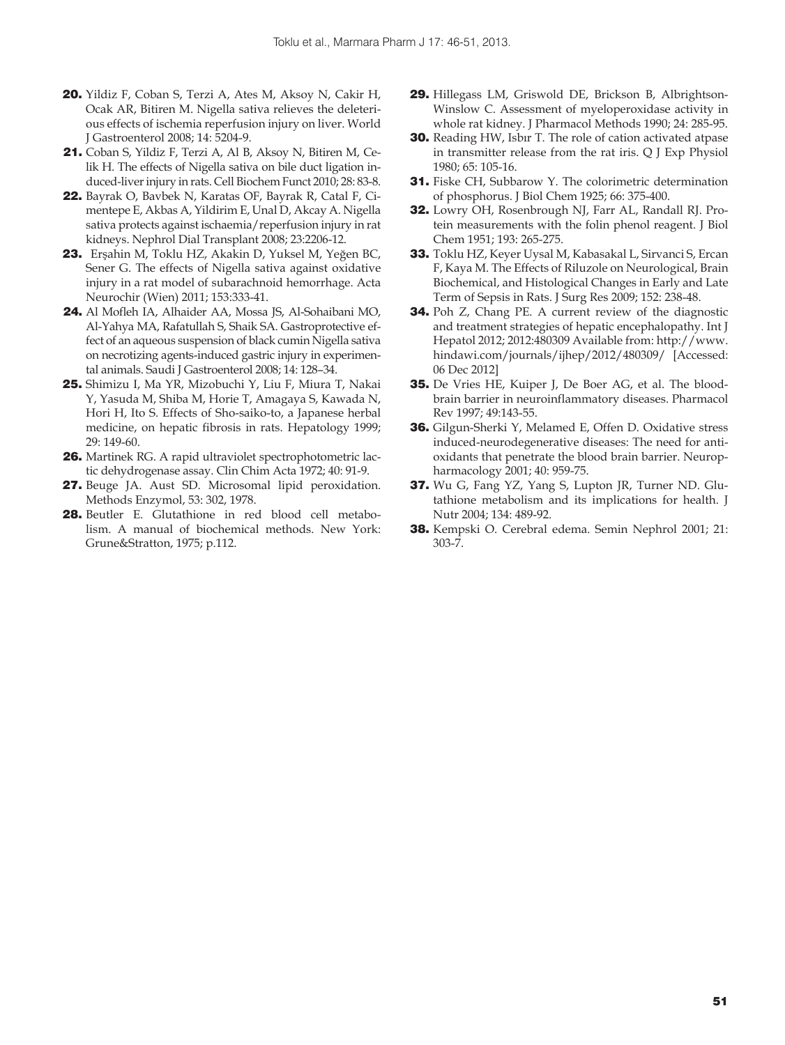20. Yildiz F, Coban S, Terzi A, Ates M, Aksoy N, Cakir H, Ocak AR, Bitiren M. Nigella sativa relieves the deleterious effects of ischemia reperfusion injury on liver. World J Gastroenterol 2008; 14: 5204-9.
21. Coban S, Yildiz F, Terzi A, Al B, Aksoy N, Bitiren M, Celik H. The effects of Nigella sativa on bile duct ligation induced-liver injury in rats. Cell Biochem Funct 2010; 28: 83-8.
22. Bayrak O, Bavbek N, Karatas OF, Bayrak R, Catal F, Cimentepe E, Akbas A, Yildirim E, Unal D, Akcay A. Nigella sativa protects against ischaemia/reperfusion injury in rat kidneys. Nephrol Dial Transplant 2008; 23:2206-12.
23. Erşahin M, Toklu HZ, Akakin D, Yuksel M, Yeğen BC, Sener G. The effects of Nigella sativa against oxidative injury in a rat model of subarachnoid hemorrhage. Acta Neurochir (Wien) 2011; 153:333-41.
24. Al Mofleh IA, Alhaider AA, Mossa JS, Al-Sohaibani MO, Al-Yahya MA, Rafatullah S, Shaik SA. Gastroprotective effect of an aqueous suspension of black cumin Nigella sativa on necrotizing agents-induced gastric injury in experimental animals. Saudi J Gastroenterol 2008; 14: 128–34.
25. Shimizu I, Ma YR, Mizobuchi Y, Liu F, Miura T, Nakai Y, Yasuda M, Shiba M, Horie T, Amagaya S, Kawada N, Hori H, Ito S. Effects of Sho-saiko-to, a Japanese herbal medicine, on hepatic fibrosis in rats. Hepatology 1999; 29: 149-60.
26. Martinek RG. A rapid ultraviolet spectrophotometric lactic dehydrogenase assay. Clin Chim Acta 1972; 40: 91-9.
27. Beuge JA. Aust SD. Microsomal lipid peroxidation. Methods Enzymol, 53: 302, 1978.
28. Beutler E. Glutathione in red blood cell metabolism. A manual of biochemical methods. New York: Grune&Stratton, 1975; p.112.
29. Hillegass LM, Griswold DE, Brickson B, Albrightson-Winslow C. Assessment of myeloperoxidase activity in whole rat kidney. J Pharmacol Methods 1990; 24: 285-95.
30. Reading HW, Isbır T. The role of cation activated atpase in transmitter release from the rat iris. Q J Exp Physiol 1980; 65: 105-16.
31. Fiske CH, Subbarow Y. The colorimetric determination of phosphorus. J Biol Chem 1925; 66: 375-400.
32. Lowry OH, Rosenbrough NJ, Farr AL, Randall RJ. Protein measurements with the folin phenol reagent. J Biol Chem 1951; 193: 265-275.
33. Toklu HZ, Keyer Uysal M, Kabasakal L, Sirvanci S, Ercan F, Kaya M. The Effects of Riluzole on Neurological, Brain Biochemical, and Histological Changes in Early and Late Term of Sepsis in Rats. J Surg Res 2009; 152: 238-48.
34. Poh Z, Chang PE. A current review of the diagnostic and treatment strategies of hepatic encephalopathy. Int J Hepatol 2012; 2012:480309 Available from: http://www.hindawi.com/journals/ijhep/2012/480309/ [Accessed: 06 Dec 2012]
35. De Vries HE, Kuiper J, De Boer AG, et al. The blood-brain barrier in neuroinflammatory diseases. Pharmacol Rev 1997; 49:143-55.
36. Gilgun-Sherki Y, Melamed E, Offen D. Oxidative stress induced-neurodegenerative diseases: The need for antioxidants that penetrate the blood brain barrier. Neuropharmacology 2001; 40: 959-75.
37. Wu G, Fang YZ, Yang S, Lupton JR, Turner ND. Glutathione metabolism and its implications for health. J Nutr 2004; 134: 489-92.
38. Kempski O. Cerebral edema. Semin Nephrol 2001; 21: 303-7.